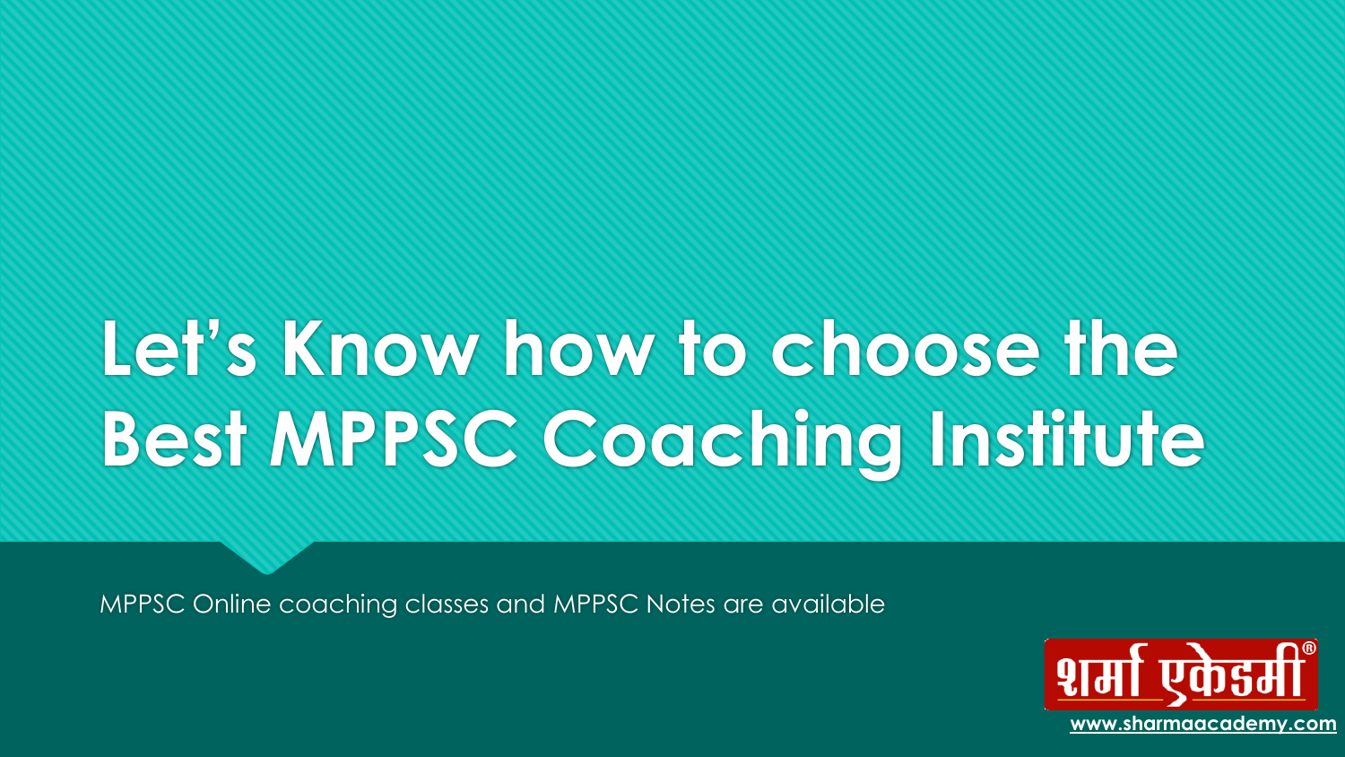# Let's Know how to choose the Best MPPSC Coaching Institute

MPPSC Online coaching classes and MPPSC Notes are available

शर्मा एकेडमी®

www.sharmaacademy.com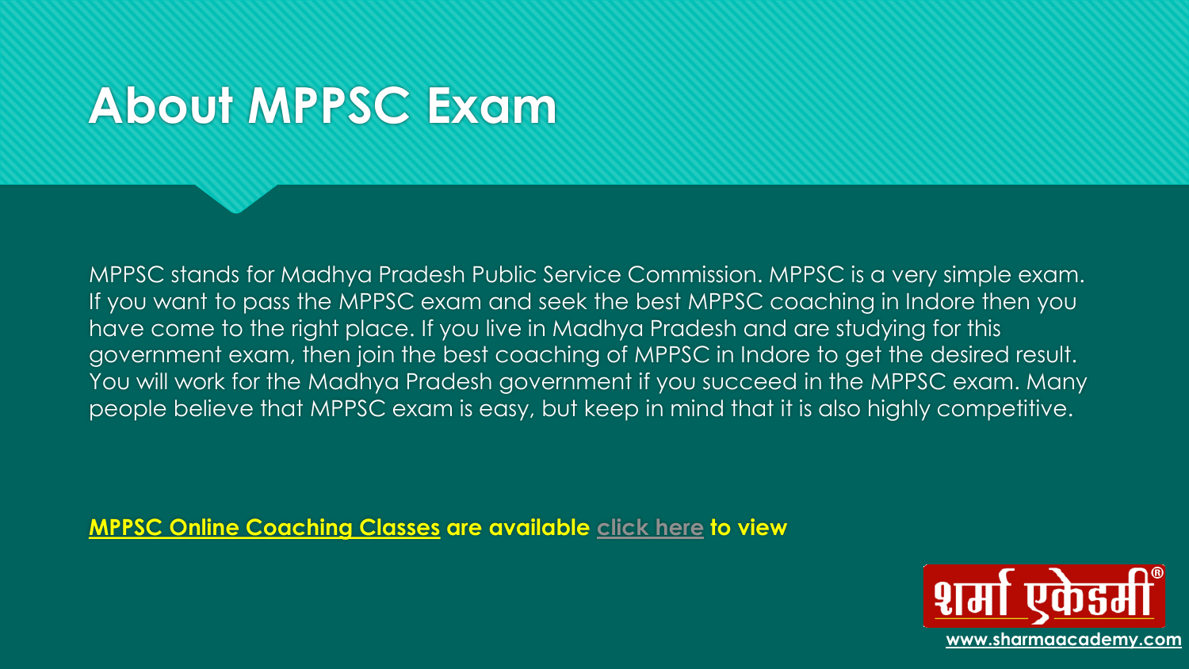# About MPPSC Exam

MPPSC stands for Madhya Pradesh Public Service Commission. MPPSC is a very simple exam. If you want to pass the MPPSC exam and seek the best MPPSC coaching in Indore then you have come to the right place. If you live in Madhya Pradesh and are studying for this government exam, then join the best coaching of MPPSC in Indore to get the desired result. You will work for the Madhya Pradesh government if you succeed in the MPPSC exam. Many people believe that MPPSC exam is easy, but keep in mind that it is also highly competitive.

**MPPSC Online Coaching Classes are available click here to view**

शर्मा एकेडमी®

www.sharmaacademy.com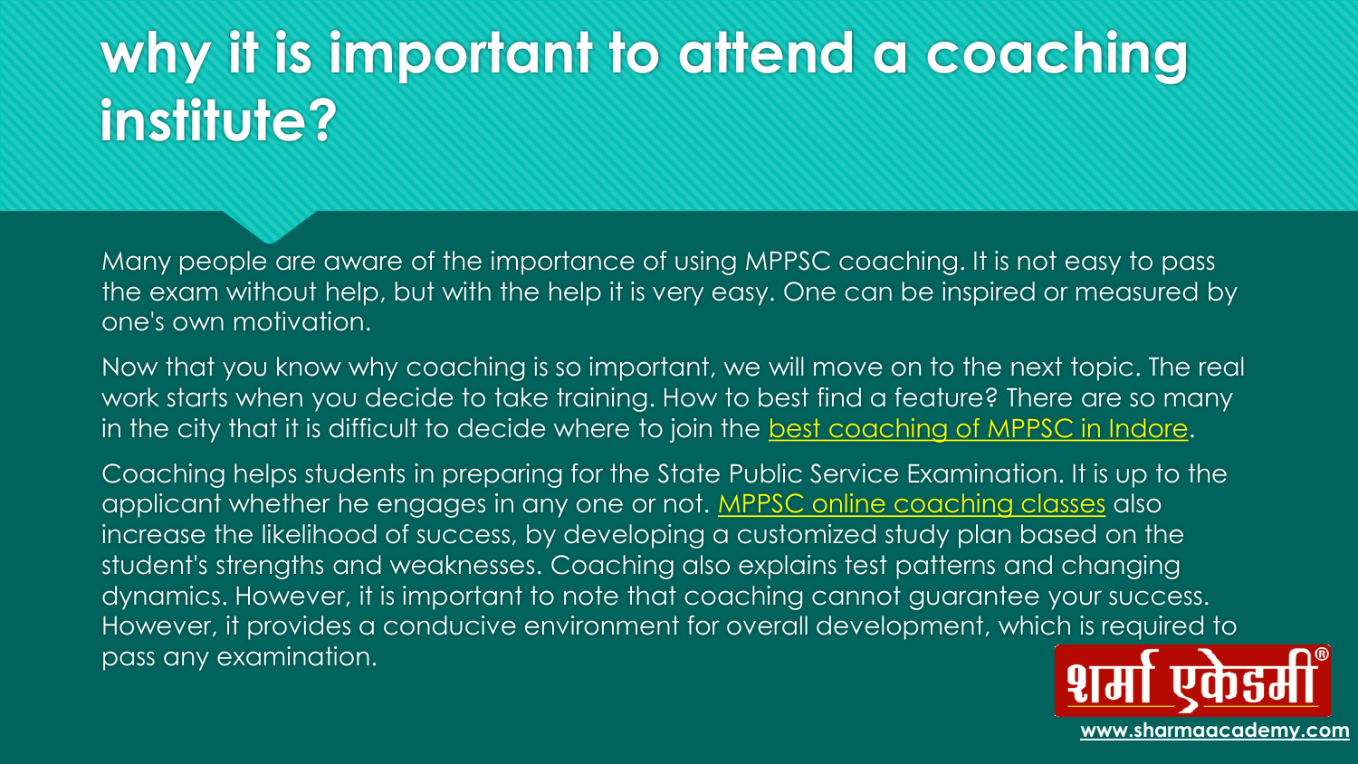# why it is important to attend a coaching institute?

Many people are aware of the importance of using MPPSC coaching. It is not easy to pass the exam without help, but with the help it is very easy. One can be inspired or measured by one's own motivation.

Now that you know why coaching is so important, we will move on to the next topic. The real work starts when you decide to take training. How to best find a feature? There are so many in the city that it is difficult to decide where to join the best coaching of MPPSC in Indore.

Coaching helps students in preparing for the State Public Service Examination. It is up to the applicant whether he engages in any one or not. MPPSC online coaching classes also increase the likelihood of success, by developing a customized study plan based on the student's strengths and weaknesses. Coaching also explains test patterns and changing dynamics. However, it is important to note that coaching cannot guarantee your success. However, it provides a conducive environment for overall development, which is required to pass any examination.

शर्मा एकेडमी®

www.sharmaacademy.com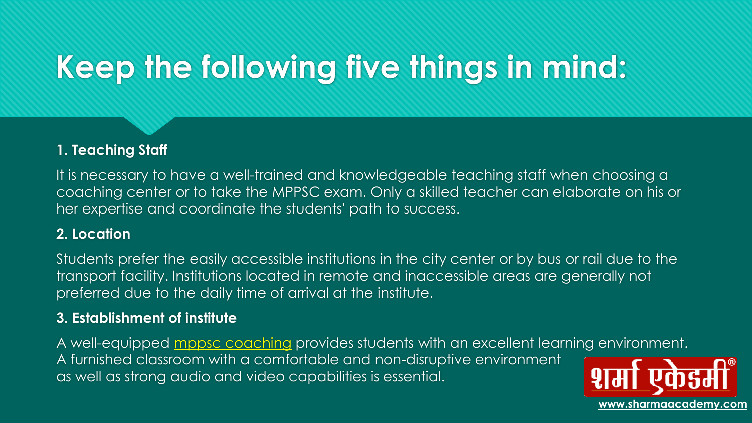# Keep the following five things in mind:

**1. Teaching Staff**

It is necessary to have a well-trained and knowledgeable teaching staff when choosing a coaching center or to take the MPPSC exam. Only a skilled teacher can elaborate on his or her expertise and coordinate the students' path to success.

**2. Location**

Students prefer the easily accessible institutions in the city center or by bus or rail due to the transport facility. Institutions located in remote and inaccessible areas are generally not preferred due to the daily time of arrival at the institute.

**3. Establishment of institute**

A well-equipped mppsc coaching provides students with an excellent learning environment. A furnished classroom with a comfortable and non-disruptive environment as well as strong audio and video capabilities is essential.

शर्मा एकेडमी®

www.sharmaacademy.com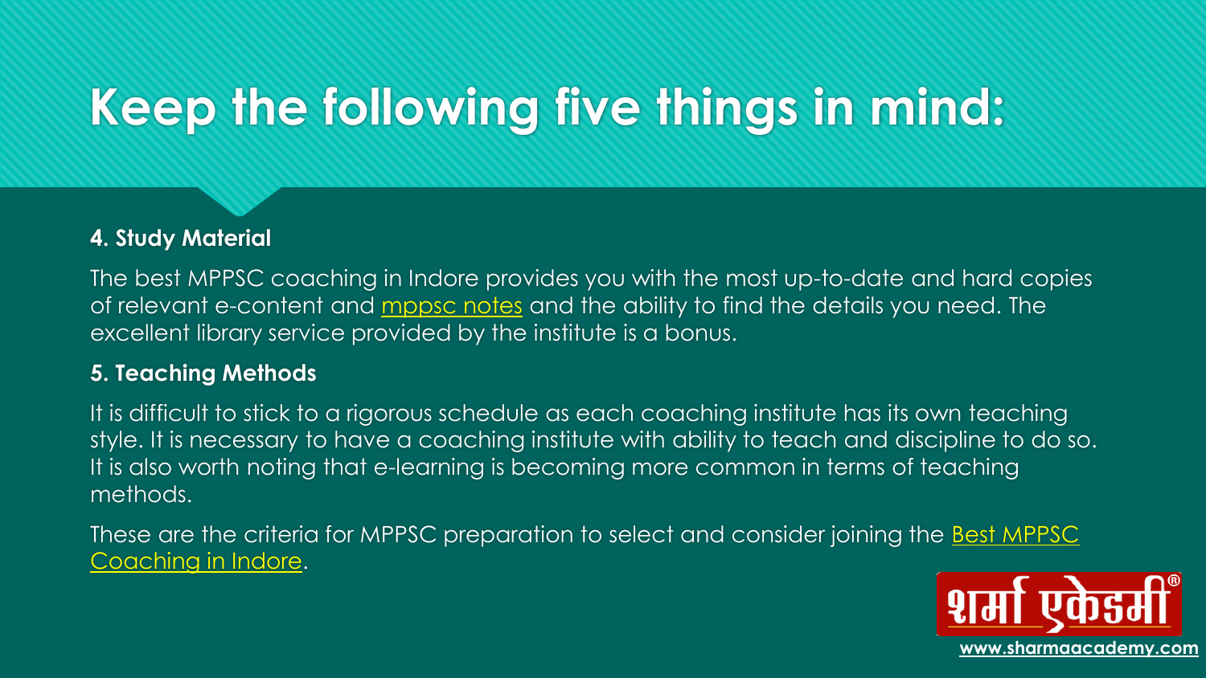# Keep the following five things in mind:

**4. Study Material**

The best MPPSC coaching in Indore provides you with the most up-to-date and hard copies of relevant e-content and mppsc notes and the ability to find the details you need. The excellent library service provided by the institute is a bonus.

**5. Teaching Methods**

It is difficult to stick to a rigorous schedule as each coaching institute has its own teaching style. It is necessary to have a coaching institute with ability to teach and discipline to do so. It is also worth noting that e-learning is becoming more common in terms of teaching methods.

These are the criteria for MPPSC preparation to select and consider joining the Best MPPSC Coaching in Indore.

शर्मा एकेडमी®

www.sharmaacademy.com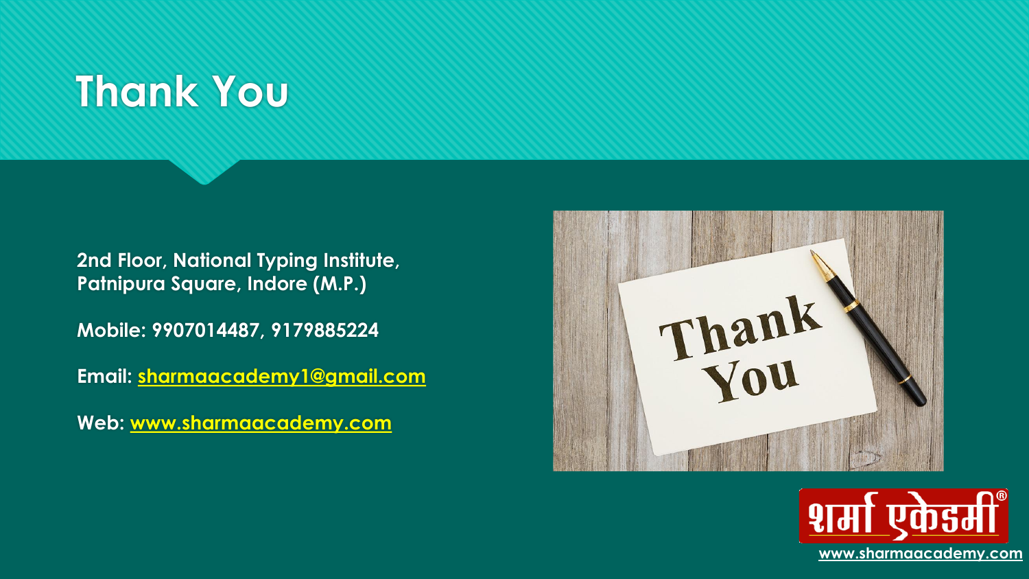# Thank You

**2nd Floor, National Typing Institute, Patnipura Square, Indore (M.P.)**

**Mobile: 9907014487, 9179885224**

**Email: sharmaacademy1@gmail.com**

**Web: www.sharmaacademy.com**

शर्मा एकेडमी®

www.sharmaacademy.com